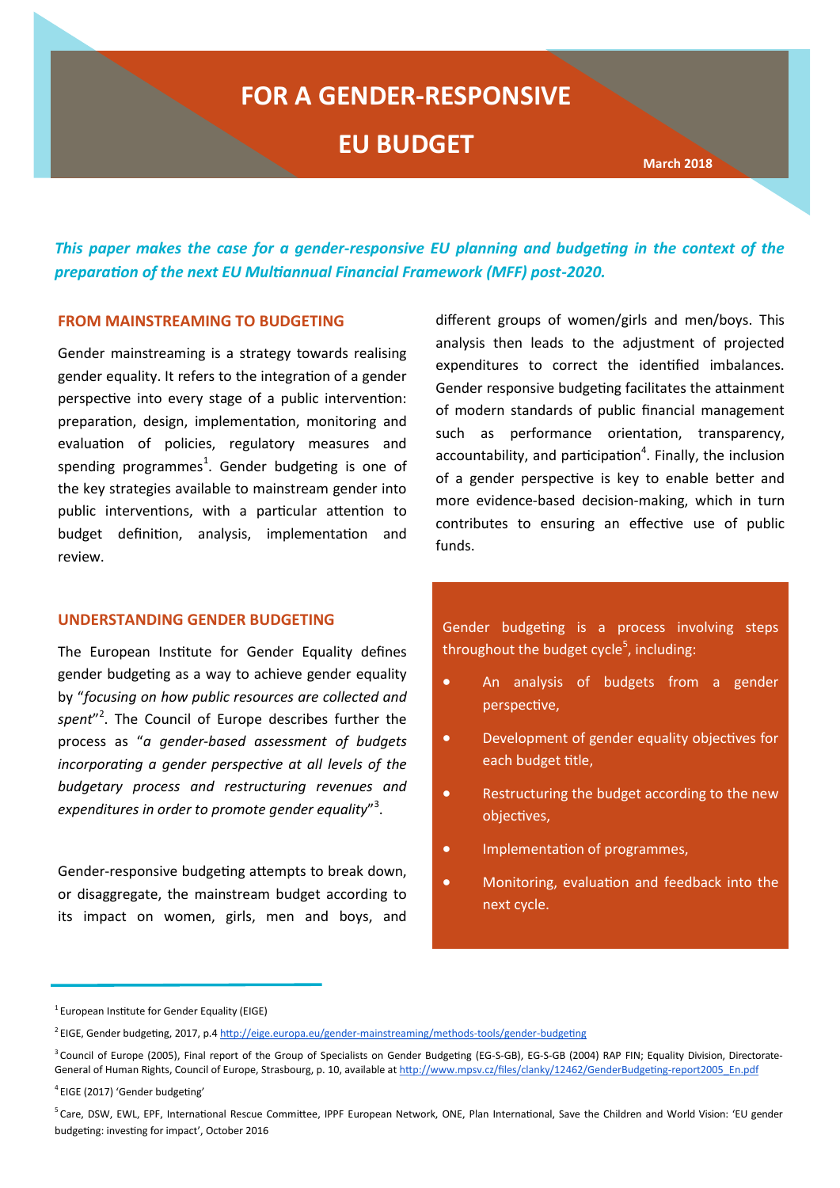# FOR A GENDER-RESPONSIVE EU BUDGET

March 2018

***This paper makes the case for a gender-responsive EU planning and budgeting in the context of the preparation of the next EU Multiannual Financial Framework (MFF) post-2020.***

## FROM MAINSTREAMING TO BUDGETING

Gender mainstreaming is a strategy towards realising gender equality. It refers to the integration of a gender perspective into every stage of a public intervention: preparation, design, implementation, monitoring and evaluation of policies, regulatory measures and spending programmes[1]. Gender budgeting is one of the key strategies available to mainstream gender into public interventions, with a particular attention to budget definition, analysis, implementation and review.

## UNDERSTANDING GENDER BUDGETING

The European Institute for Gender Equality defines gender budgeting as a way to achieve gender equality by "*focusing on how public resources are collected and spent*"[2]. The Council of Europe describes further the process as "*a gender-based assessment of budgets incorporating a gender perspective at all levels of the budgetary process and restructuring revenues and expenditures in order to promote gender equality*"[3].

Gender-responsive budgeting attempts to break down, or disaggregate, the mainstream budget according to its impact on women, girls, men and boys, and different groups of women/girls and men/boys. This analysis then leads to the adjustment of projected expenditures to correct the identified imbalances. Gender responsive budgeting facilitates the attainment of modern standards of public financial management such as performance orientation, transparency, accountability, and participation[4]. Finally, the inclusion of a gender perspective is key to enable better and more evidence-based decision-making, which in turn contributes to ensuring an effective use of public funds.

Gender budgeting is a process involving steps throughout the budget cycle[5], including:

- An analysis of budgets from a gender perspective,
- Development of gender equality objectives for each budget title,
- Restructuring the budget according to the new objectives,
- Implementation of programmes,
- Monitoring, evaluation and feedback into the next cycle.

---

[1] European Institute for Gender Equality (EIGE)

[2] EIGE, Gender budgeting, 2017, p.4 http://eige.europa.eu/gender-mainstreaming/methods-tools/gender-budgeting

[3] Council of Europe (2005), Final report of the Group of Specialists on Gender Budgeting (EG-S-GB), EG-S-GB (2004) RAP FIN; Equality Division, Directorate-General of Human Rights, Council of Europe, Strasbourg, p. 10, available at http://www.mpsv.cz/files/clanky/12462/GenderBudgeting-report2005_En.pdf

[4] EIGE (2017) 'Gender budgeting'

[5] Care, DSW, EWL, EPF, International Rescue Committee, IPPF European Network, ONE, Plan International, Save the Children and World Vision: 'EU gender budgeting: investing for impact', October 2016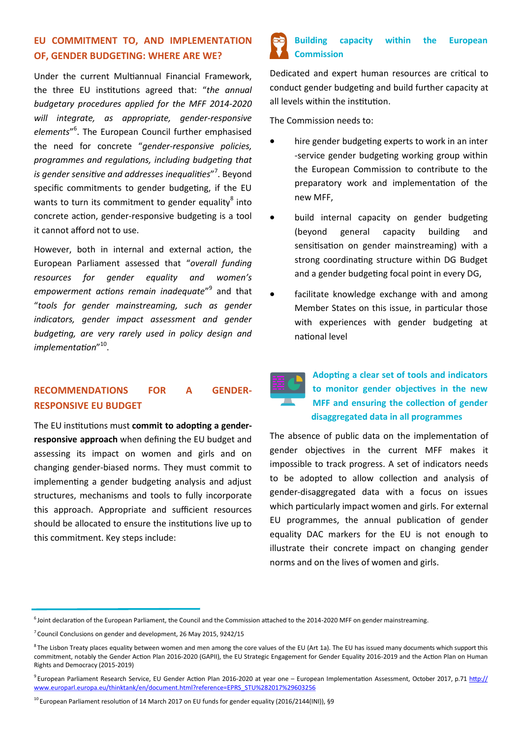## EU COMMITMENT TO, AND IMPLEMENTATION OF, GENDER BUDGETING: WHERE ARE WE?

Under the current Multiannual Financial Framework, the three EU institutions agreed that: "*the annual budgetary procedures applied for the MFF 2014-2020 will integrate, as appropriate, gender-responsive elements*"[6]. The European Council further emphasised the need for concrete "*gender-responsive policies, programmes and regulations, including budgeting that is gender sensitive and addresses inequalities*"[7]. Beyond specific commitments to gender budgeting, if the EU wants to turn its commitment to gender equality[8] into concrete action, gender-responsive budgeting is a tool it cannot afford not to use.

However, both in internal and external action, the European Parliament assessed that "*overall funding resources for gender equality and women's empowerment actions remain inadequate*"[9] and that "*tools for gender mainstreaming, such as gender indicators, gender impact assessment and gender budgeting, are very rarely used in policy design and implementation*"[10].

## RECOMMENDATIONS FOR A GENDER-RESPONSIVE EU BUDGET

The EU institutions must **commit to adopting a gender-responsive approach** when defining the EU budget and assessing its impact on women and girls and on changing gender-biased norms. They must commit to implementing a gender budgeting analysis and adjust structures, mechanisms and tools to fully incorporate this approach. Appropriate and sufficient resources should be allocated to ensure the institutions live up to this commitment. Key steps include:

### Building capacity within the European Commission

Dedicated and expert human resources are critical to conduct gender budgeting and build further capacity at all levels within the institution.

The Commission needs to:

- hire gender budgeting experts to work in an inter-service gender budgeting working group within the European Commission to contribute to the preparatory work and implementation of the new MFF,
- build internal capacity on gender budgeting (beyond general capacity building and sensitisation on gender mainstreaming) with a strong coordinating structure within DG Budget and a gender budgeting focal point in every DG,
- facilitate knowledge exchange with and among Member States on this issue, in particular those with experiences with gender budgeting at national level

### Adopting a clear set of tools and indicators to monitor gender objectives in the new MFF and ensuring the collection of gender disaggregated data in all programmes

The absence of public data on the implementation of gender objectives in the current MFF makes it impossible to track progress. A set of indicators needs to be adopted to allow collection and analysis of gender-disaggregated data with a focus on issues which particularly impact women and girls. For external EU programmes, the annual publication of gender equality DAC markers for the EU is not enough to illustrate their concrete impact on changing gender norms and on the lives of women and girls.

---

[6] Joint declaration of the European Parliament, the Council and the Commission attached to the 2014-2020 MFF on gender mainstreaming.

[7] Council Conclusions on gender and development, 26 May 2015, 9242/15

[8] The Lisbon Treaty places equality between women and men among the core values of the EU (Art 1a). The EU has issued many documents which support this commitment, notably the Gender Action Plan 2016-2020 (GAPII), the EU Strategic Engagement for Gender Equality 2016-2019 and the Action Plan on Human Rights and Democracy (2015-2019).

[9] European Parliament Research Service, EU Gender Action Plan 2016-2020 at year one – European Implementation Assessment, October 2017, p.71 http://www.europarl.europa.eu/thinktank/en/document.html?reference=EPRS_STU%282017%29603256

[10] European Parliament resolution of 14 March 2017 on EU funds for gender equality (2016/2144(INI)), §9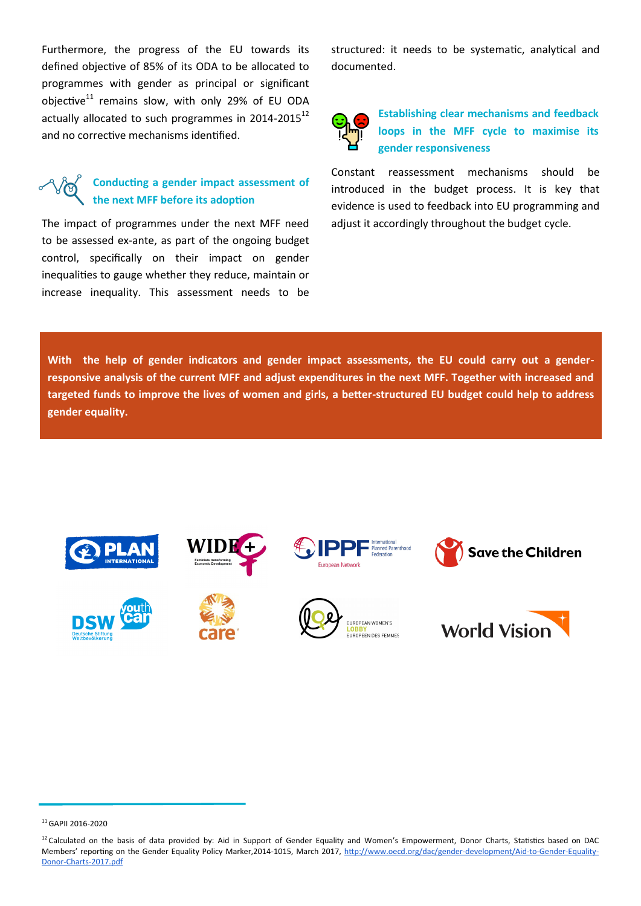Furthermore, the progress of the EU towards its defined objective of 85% of its ODA to be allocated to programmes with gender as principal or significant objective[11] remains slow, with only 29% of EU ODA actually allocated to such programmes in 2014-2015[12] and no corrective mechanisms identified.

### Conducting a gender impact assessment of the next MFF before its adoption

The impact of programmes under the next MFF need to be assessed ex-ante, as part of the ongoing budget control, specifically on their impact on gender inequalities to gauge whether they reduce, maintain or increase inequality. This assessment needs to be structured: it needs to be systematic, analytical and documented.

### Establishing clear mechanisms and feedback loops in the MFF cycle to maximise its gender responsiveness

Constant reassessment mechanisms should be introduced in the budget process. It is key that evidence is used to feedback into EU programming and adjust it accordingly throughout the budget cycle.

**With the help of gender indicators and gender impact assessments, the EU could carry out a gender-responsive analysis of the current MFF and adjust expenditures in the next MFF. Together with increased and targeted funds to improve the lives of women and girls, a better-structured EU budget could help to address gender equality.**

PLAN INTERNATIONAL

WIDE+ Feminists transforming Economic Development

IPPF International Planned Parenthood Federation European Network

Save the Children

DSW Deutsche Stiftung Weltbevölkerung youth can

care

EUROPEAN WOMEN'S LOBBY EUROPEEN DES FEMMES

World Vision

---

[11] GAPII 2016-2020

[12] Calculated on the basis of data provided by: Aid in Support of Gender Equality and Women's Empowerment, Donor Charts, Statistics based on DAC Members' reporting on the Gender Equality Policy Marker,2014-1015, March 2017, http://www.oecd.org/dac/gender-development/Aid-to-Gender-Equality-Donor-Charts-2017.pdf